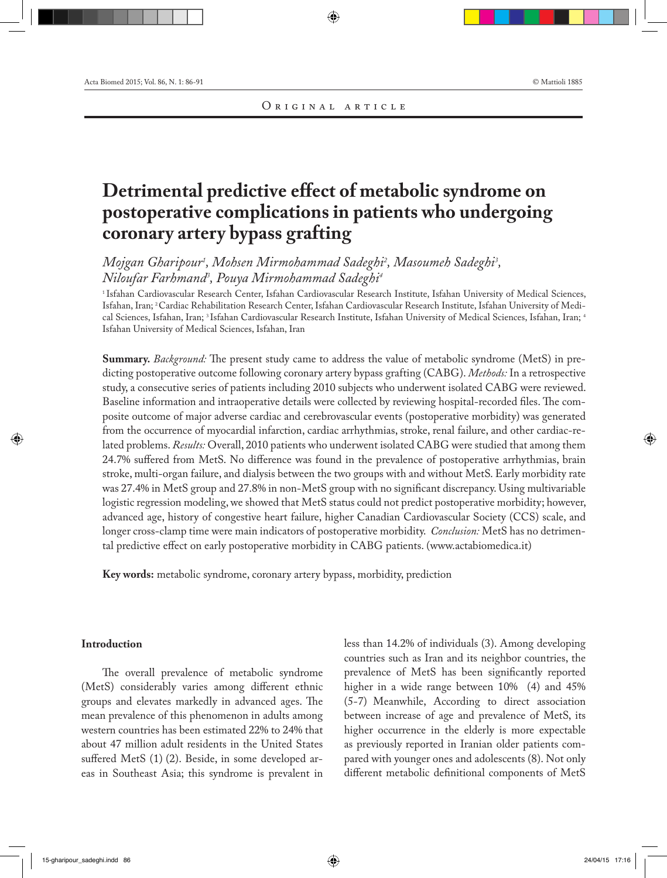Original article

# Detrimental predictive effect of metabolic syndrome on postoperative complications in patients who undergoing coronary artery bypass grafting

*Mojgan Gharipour[1], Mohsen Mirmohammad Sadeghi[2], Masoumeh Sadeghi[3], Niloufar Farhmand[3], Pouya Mirmohammad Sadeghi[4]*

[1] Isfahan Cardiovascular Research Center, Isfahan Cardiovascular Research Institute, Isfahan University of Medical Sciences, Isfahan, Iran; [2] Cardiac Rehabilitation Research Center, Isfahan Cardiovascular Research Institute, Isfahan University of Medical Sciences, Isfahan, Iran; [3] Isfahan Cardiovascular Research Institute, Isfahan University of Medical Sciences, Isfahan, Iran; [4] Isfahan University of Medical Sciences, Isfahan, Iran

**Summary.** *Background:* The present study came to address the value of metabolic syndrome (MetS) in predicting postoperative outcome following coronary artery bypass grafting (CABG). *Methods:* In a retrospective study, a consecutive series of patients including 2010 subjects who underwent isolated CABG were reviewed. Baseline information and intraoperative details were collected by reviewing hospital-recorded files. The composite outcome of major adverse cardiac and cerebrovascular events (postoperative morbidity) was generated from the occurrence of myocardial infarction, cardiac arrhythmias, stroke, renal failure, and other cardiac-related problems. *Results:* Overall, 2010 patients who underwent isolated CABG were studied that among them 24.7% suffered from MetS. No difference was found in the prevalence of postoperative arrhythmias, brain stroke, multi-organ failure, and dialysis between the two groups with and without MetS. Early morbidity rate was 27.4% in MetS group and 27.8% in non-MetS group with no significant discrepancy. Using multivariable logistic regression modeling, we showed that MetS status could not predict postoperative morbidity; however, advanced age, history of congestive heart failure, higher Canadian Cardiovascular Society (CCS) scale, and longer cross-clamp time were main indicators of postoperative morbidity. *Conclusion:* MetS has no detrimental predictive effect on early postoperative morbidity in CABG patients. (www.actabiomedica.it)

**Key words:** metabolic syndrome, coronary artery bypass, morbidity, prediction

## Introduction

The overall prevalence of metabolic syndrome (MetS) considerably varies among different ethnic groups and elevates markedly in advanced ages. The mean prevalence of this phenomenon in adults among western countries has been estimated 22% to 24% that about 47 million adult residents in the United States suffered MetS (1) (2). Beside, in some developed areas in Southeast Asia; this syndrome is prevalent in less than 14.2% of individuals (3). Among developing countries such as Iran and its neighbor countries, the prevalence of MetS has been significantly reported higher in a wide range between 10% (4) and 45% (5-7) Meanwhile, According to direct association between increase of age and prevalence of MetS, its higher occurrence in the elderly is more expectable as previously reported in Iranian older patients compared with younger ones and adolescents (8). Not only different metabolic definitional components of MetS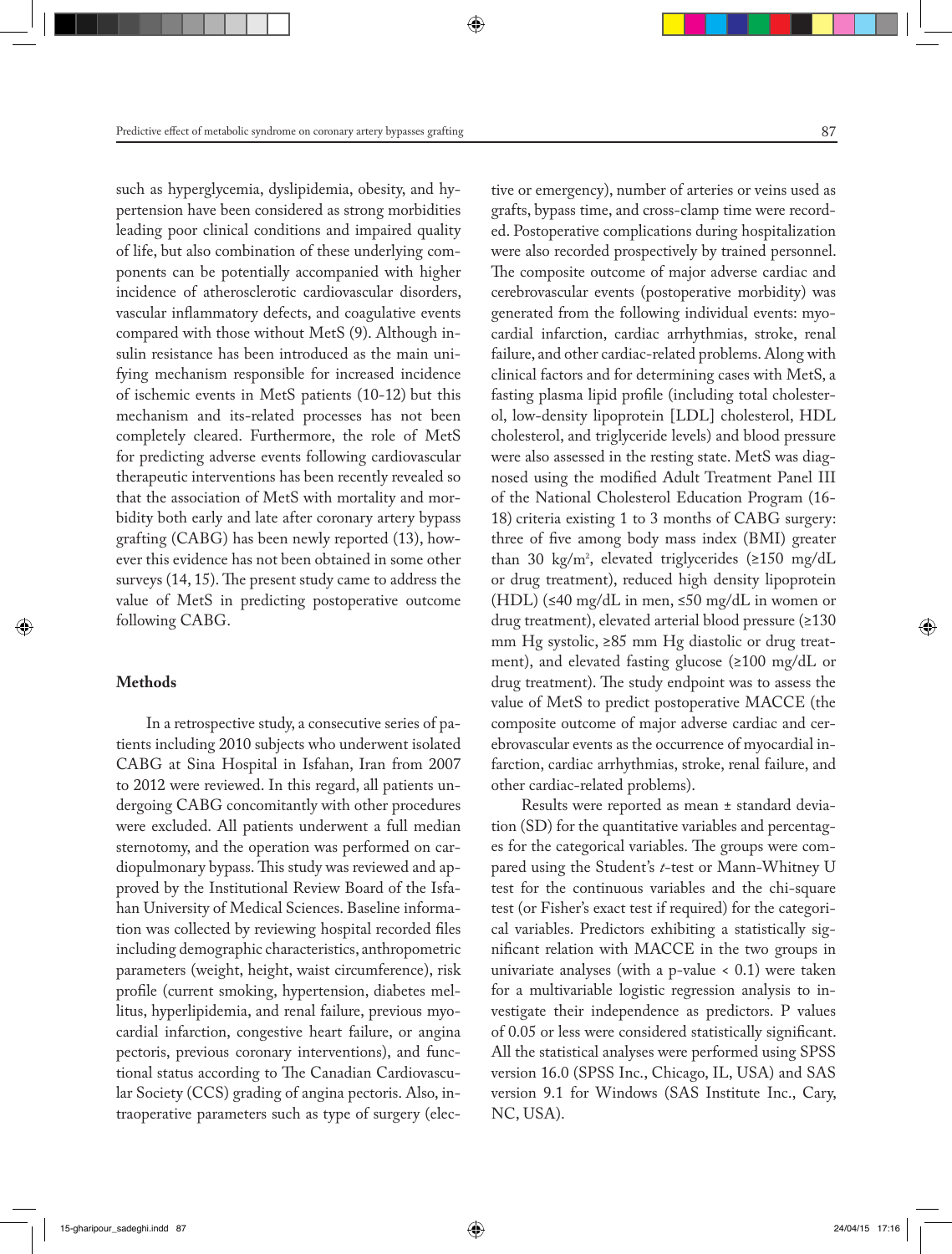such as hyperglycemia, dyslipidemia, obesity, and hypertension have been considered as strong morbidities leading poor clinical conditions and impaired quality of life, but also combination of these underlying components can be potentially accompanied with higher incidence of atherosclerotic cardiovascular disorders, vascular inflammatory defects, and coagulative events compared with those without MetS (9). Although insulin resistance has been introduced as the main unifying mechanism responsible for increased incidence of ischemic events in MetS patients (10-12) but this mechanism and its-related processes has not been completely cleared. Furthermore, the role of MetS for predicting adverse events following cardiovascular therapeutic interventions has been recently revealed so that the association of MetS with mortality and morbidity both early and late after coronary artery bypass grafting (CABG) has been newly reported (13), however this evidence has not been obtained in some other surveys (14, 15). The present study came to address the value of MetS in predicting postoperative outcome following CABG.

## Methods

In a retrospective study, a consecutive series of patients including 2010 subjects who underwent isolated CABG at Sina Hospital in Isfahan, Iran from 2007 to 2012 were reviewed. In this regard, all patients undergoing CABG concomitantly with other procedures were excluded. All patients underwent a full median sternotomy, and the operation was performed on cardiopulmonary bypass. This study was reviewed and approved by the Institutional Review Board of the Isfahan University of Medical Sciences. Baseline information was collected by reviewing hospital recorded files including demographic characteristics, anthropometric parameters (weight, height, waist circumference), risk profile (current smoking, hypertension, diabetes mellitus, hyperlipidemia, and renal failure, previous myocardial infarction, congestive heart failure, or angina pectoris, previous coronary interventions), and functional status according to The Canadian Cardiovascular Society (CCS) grading of angina pectoris. Also, intraoperative parameters such as type of surgery (elective or emergency), number of arteries or veins used as grafts, bypass time, and cross-clamp time were recorded. Postoperative complications during hospitalization were also recorded prospectively by trained personnel. The composite outcome of major adverse cardiac and cerebrovascular events (postoperative morbidity) was generated from the following individual events: myocardial infarction, cardiac arrhythmias, stroke, renal failure, and other cardiac-related problems. Along with clinical factors and for determining cases with MetS, a fasting plasma lipid profile (including total cholesterol, low-density lipoprotein [LDL] cholesterol, HDL cholesterol, and triglyceride levels) and blood pressure were also assessed in the resting state. MetS was diagnosed using the modified Adult Treatment Panel III of the National Cholesterol Education Program (16-18) criteria existing 1 to 3 months of CABG surgery: three of five among body mass index (BMI) greater than 30 $kg/m^2$, elevated triglycerides (≥150 mg/dL or drug treatment), reduced high density lipoprotein (HDL) (≤40 mg/dL in men, ≤50 mg/dL in women or drug treatment), elevated arterial blood pressure (≥130 mm Hg systolic, ≥85 mm Hg diastolic or drug treatment), and elevated fasting glucose (≥100 mg/dL or drug treatment). The study endpoint was to assess the value of MetS to predict postoperative MACCE (the composite outcome of major adverse cardiac and cerebrovascular events as the occurrence of myocardial infarction, cardiac arrhythmias, stroke, renal failure, and other cardiac-related problems).

Results were reported as mean ± standard deviation (SD) for the quantitative variables and percentages for the categorical variables. The groups were compared using the Student's *t*-test or Mann-Whitney U test for the continuous variables and the chi-square test (or Fisher's exact test if required) for the categorical variables. Predictors exhibiting a statistically significant relation with MACCE in the two groups in univariate analyses (with a p-value < 0.1) were taken for a multivariable logistic regression analysis to investigate their independence as predictors. P values of 0.05 or less were considered statistically significant. All the statistical analyses were performed using SPSS version 16.0 (SPSS Inc., Chicago, IL, USA) and SAS version 9.1 for Windows (SAS Institute Inc., Cary, NC, USA).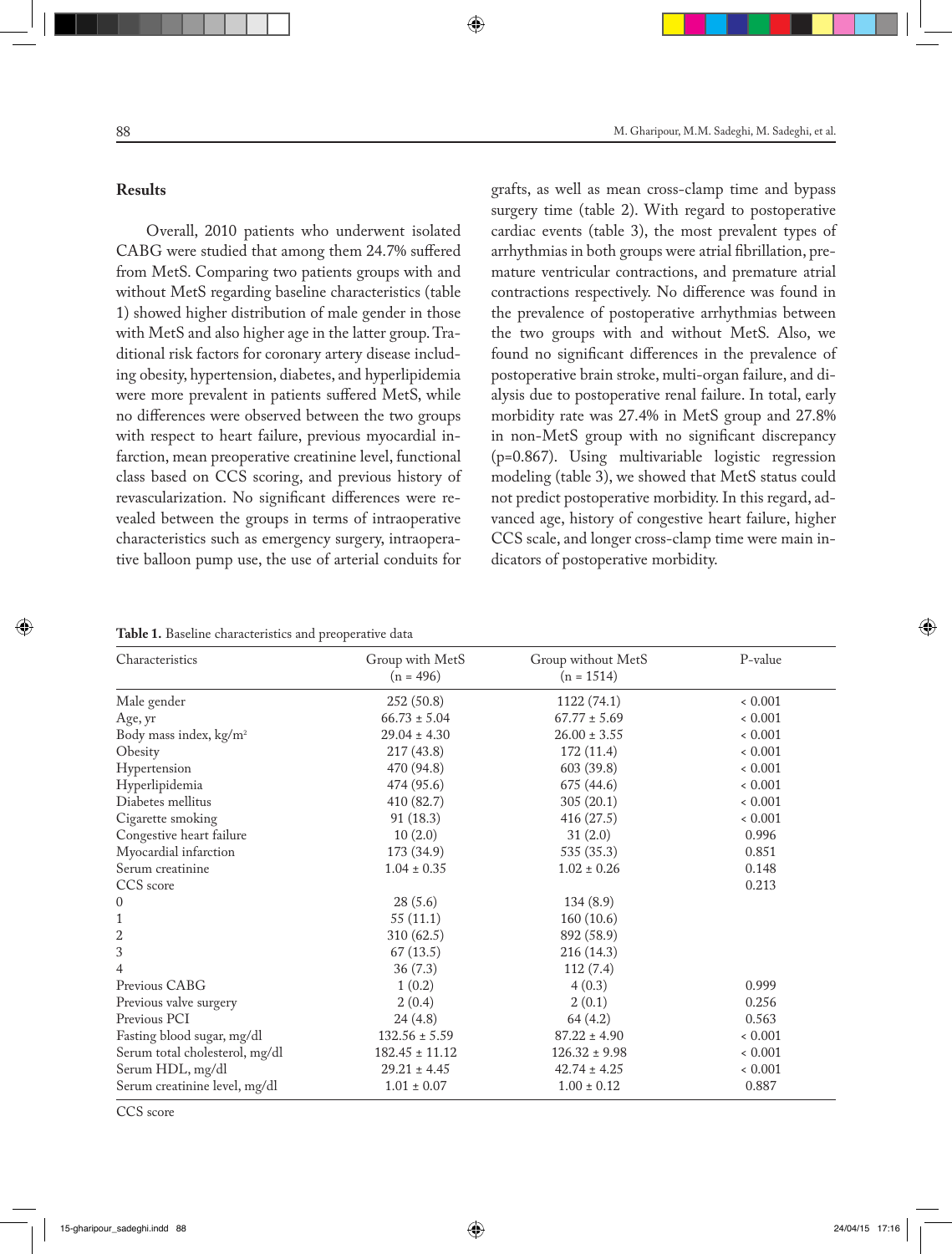## Results

Overall, 2010 patients who underwent isolated CABG were studied that among them 24.7% suffered from MetS. Comparing two patients groups with and without MetS regarding baseline characteristics (table 1) showed higher distribution of male gender in those with MetS and also higher age in the latter group. Traditional risk factors for coronary artery disease including obesity, hypertension, diabetes, and hyperlipidemia were more prevalent in patients suffered MetS, while no differences were observed between the two groups with respect to heart failure, previous myocardial infarction, mean preoperative creatinine level, functional class based on CCS scoring, and previous history of revascularization. No significant differences were revealed between the groups in terms of intraoperative characteristics such as emergency surgery, intraoperative balloon pump use, the use of arterial conduits for grafts, as well as mean cross-clamp time and bypass surgery time (table 2). With regard to postoperative cardiac events (table 3), the most prevalent types of arrhythmias in both groups were atrial fibrillation, premature ventricular contractions, and premature atrial contractions respectively. No difference was found in the prevalence of postoperative arrhythmias between the two groups with and without MetS. Also, we found no significant differences in the prevalence of postoperative brain stroke, multi-organ failure, and dialysis due to postoperative renal failure. In total, early morbidity rate was 27.4% in MetS group and 27.8% in non-MetS group with no significant discrepancy (p=0.867). Using multivariable logistic regression modeling (table 3), we showed that MetS status could not predict postoperative morbidity. In this regard, advanced age, history of congestive heart failure, higher CCS scale, and longer cross-clamp time were main indicators of postoperative morbidity.

**Table 1.** Baseline characteristics and preoperative data

| Characteristics | Group with MetS (n = 496) | Group without MetS (n = 1514) | P-value |
|---|---|---|---|
| Male gender | 252 (50.8) | 1122 (74.1) | < 0.001 |
| Age, yr | 66.73 ± 5.04 | 67.77 ± 5.69 | < 0.001 |
| Body mass index, kg/m$^2$ | 29.04 ± 4.30 | 26.00 ± 3.55 | < 0.001 |
| Obesity | 217 (43.8) | 172 (11.4) | < 0.001 |
| Hypertension | 470 (94.8) | 603 (39.8) | < 0.001 |
| Hyperlipidemia | 474 (95.6) | 675 (44.6) | < 0.001 |
| Diabetes mellitus | 410 (82.7) | 305 (20.1) | < 0.001 |
| Cigarette smoking | 91 (18.3) | 416 (27.5) | < 0.001 |
| Congestive heart failure | 10 (2.0) | 31 (2.0) | 0.996 |
| Myocardial infarction | 173 (34.9) | 535 (35.3) | 0.851 |
| Serum creatinine | 1.04 ± 0.35 | 1.02 ± 0.26 | 0.148 |
| CCS score | | | 0.213 |
| 0 | 28 (5.6) | 134 (8.9) | |
| 1 | 55 (11.1) | 160 (10.6) | |
| 2 | 310 (62.5) | 892 (58.9) | |
| 3 | 67 (13.5) | 216 (14.3) | |
| 4 | 36 (7.3) | 112 (7.4) | |
| Previous CABG | 1 (0.2) | 4 (0.3) | 0.999 |
| Previous valve surgery | 2 (0.4) | 2 (0.1) | 0.256 |
| Previous PCI | 24 (4.8) | 64 (4.2) | 0.563 |
| Fasting blood sugar, mg/dl | 132.56 ± 5.59 | 87.22 ± 4.90 | < 0.001 |
| Serum total cholesterol, mg/dl | 182.45 ± 11.12 | 126.32 ± 9.98 | < 0.001 |
| Serum HDL, mg/dl | 29.21 ± 4.45 | 42.74 ± 4.25 | < 0.001 |
| Serum creatinine level, mg/dl | 1.01 ± 0.07 | 1.00 ± 0.12 | 0.887 |

CCS score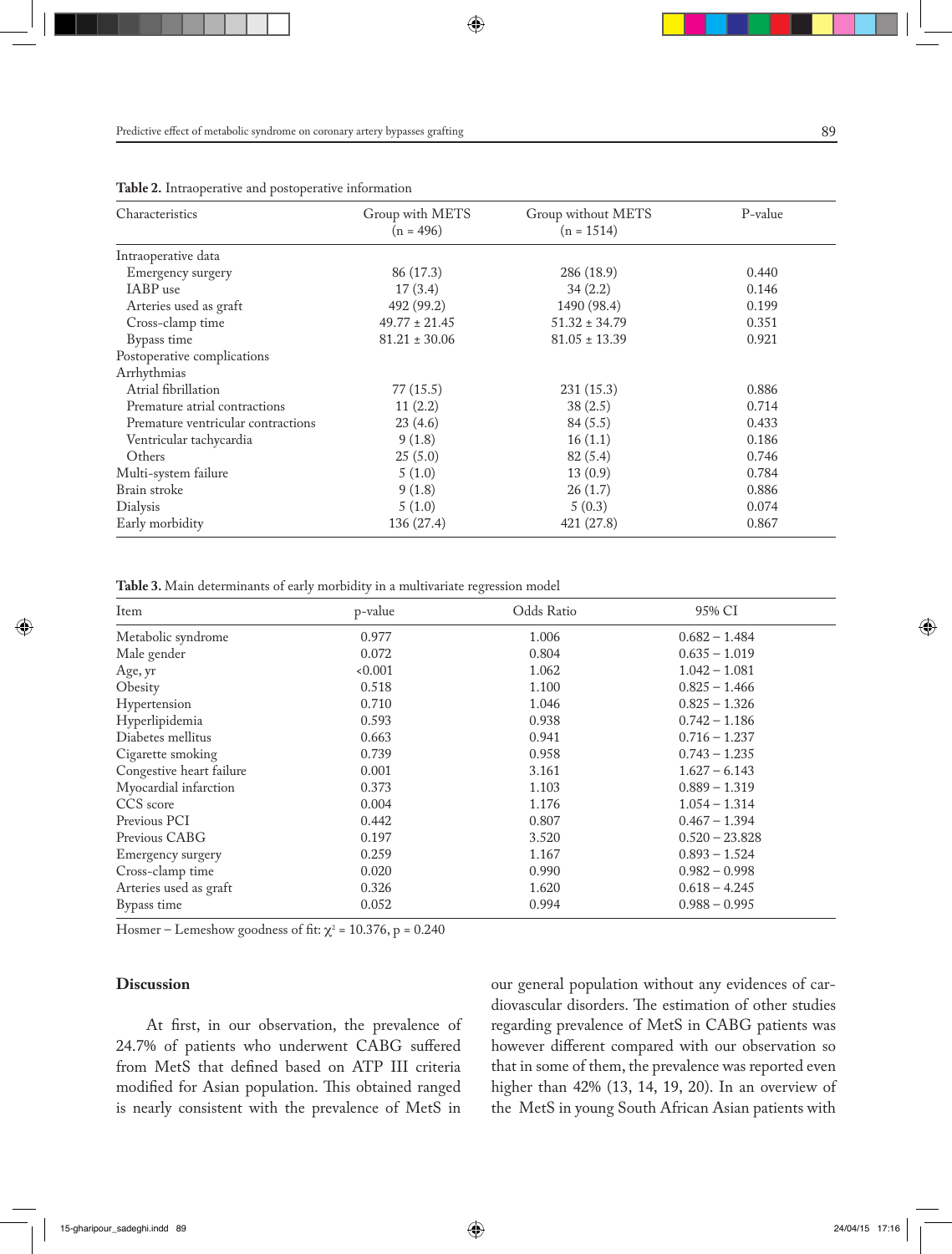**Table 2.** Intraoperative and postoperative information

| Characteristics | Group with METS (n = 496) | Group without METS (n = 1514) | P-value |
|---|---|---|---|
| Intraoperative data | | | |
| Emergency surgery | 86 (17.3) | 286 (18.9) | 0.440 |
| IABP use | 17 (3.4) | 34 (2.2) | 0.146 |
| Arteries used as graft | 492 (99.2) | 1490 (98.4) | 0.199 |
| Cross-clamp time | 49.77 ± 21.45 | 51.32 ± 34.79 | 0.351 |
| Bypass time | 81.21 ± 30.06 | 81.05 ± 13.39 | 0.921 |
| Postoperative complications | | | |
| Arrhythmias | | | |
| Atrial fibrillation | 77 (15.5) | 231 (15.3) | 0.886 |
| Premature atrial contractions | 11 (2.2) | 38 (2.5) | 0.714 |
| Premature ventricular contractions | 23 (4.6) | 84 (5.5) | 0.433 |
| Ventricular tachycardia | 9 (1.8) | 16 (1.1) | 0.186 |
| Others | 25 (5.0) | 82 (5.4) | 0.746 |
| Multi-system failure | 5 (1.0) | 13 (0.9) | 0.784 |
| Brain stroke | 9 (1.8) | 26 (1.7) | 0.886 |
| Dialysis | 5 (1.0) | 5 (0.3) | 0.074 |
| Early morbidity | 136 (27.4) | 421 (27.8) | 0.867 |

**Table 3.** Main determinants of early morbidity in a multivariate regression model

| Item | p-value | Odds Ratio | 95% CI |
|---|---|---|---|
| Metabolic syndrome | 0.977 | 1.006 | 0.682 – 1.484 |
| Male gender | 0.072 | 0.804 | 0.635 – 1.019 |
| Age, yr | <0.001 | 1.062 | 1.042 – 1.081 |
| Obesity | 0.518 | 1.100 | 0.825 – 1.466 |
| Hypertension | 0.710 | 1.046 | 0.825 – 1.326 |
| Hyperlipidemia | 0.593 | 0.938 | 0.742 – 1.186 |
| Diabetes mellitus | 0.663 | 0.941 | 0.716 – 1.237 |
| Cigarette smoking | 0.739 | 0.958 | 0.743 – 1.235 |
| Congestive heart failure | 0.001 | 3.161 | 1.627 – 6.143 |
| Myocardial infarction | 0.373 | 1.103 | 0.889 – 1.319 |
| CCS score | 0.004 | 1.176 | 1.054 – 1.314 |
| Previous PCI | 0.442 | 0.807 | 0.467 – 1.394 |
| Previous CABG | 0.197 | 3.520 | 0.520 – 23.828 |
| Emergency surgery | 0.259 | 1.167 | 0.893 – 1.524 |
| Cross-clamp time | 0.020 | 0.990 | 0.982 – 0.998 |
| Arteries used as graft | 0.326 | 1.620 | 0.618 – 4.245 |
| Bypass time | 0.052 | 0.994 | 0.988 – 0.995 |

Hosmer – Lemeshow goodness of fit: $\chi^2$ = 10.376, p = 0.240

## Discussion

At first, in our observation, the prevalence of 24.7% of patients who underwent CABG suffered from MetS that defined based on ATP III criteria modified for Asian population. This obtained ranged is nearly consistent with the prevalence of MetS in our general population without any evidences of cardiovascular disorders. The estimation of other studies regarding prevalence of MetS in CABG patients was however different compared with our observation so that in some of them, the prevalence was reported even higher than 42% (13, 14, 19, 20). In an overview of the MetS in young South African Asian patients with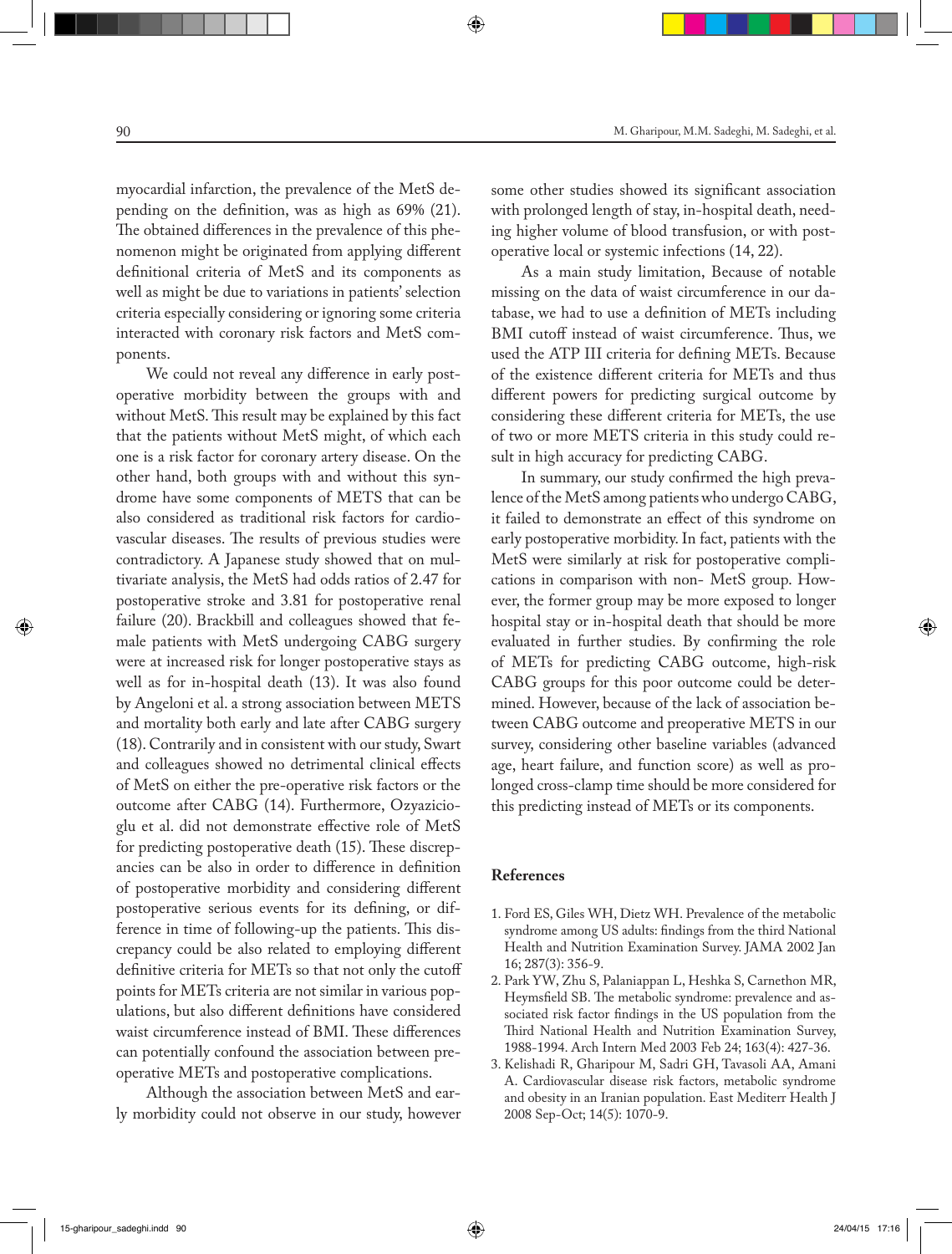myocardial infarction, the prevalence of the MetS depending on the definition, was as high as 69% (21). The obtained differences in the prevalence of this phenomenon might be originated from applying different definitional criteria of MetS and its components as well as might be due to variations in patients' selection criteria especially considering or ignoring some criteria interacted with coronary risk factors and MetS components.

We could not reveal any difference in early postoperative morbidity between the groups with and without MetS. This result may be explained by this fact that the patients without MetS might, of which each one is a risk factor for coronary artery disease. On the other hand, both groups with and without this syndrome have some components of METS that can be also considered as traditional risk factors for cardiovascular diseases. The results of previous studies were contradictory. A Japanese study showed that on multivariate analysis, the MetS had odds ratios of 2.47 for postoperative stroke and 3.81 for postoperative renal failure (20). Brackbill and colleagues showed that female patients with MetS undergoing CABG surgery were at increased risk for longer postoperative stays as well as for in-hospital death (13). It was also found by Angeloni et al. a strong association between METS and mortality both early and late after CABG surgery (18). Contrarily and in consistent with our study, Swart and colleagues showed no detrimental clinical effects of MetS on either the pre-operative risk factors or the outcome after CABG (14). Furthermore, Ozyazicioglu et al. did not demonstrate effective role of MetS for predicting postoperative death (15). These discrepancies can be also in order to difference in definition of postoperative morbidity and considering different postoperative serious events for its defining, or difference in time of following-up the patients. This discrepancy could be also related to employing different definitive criteria for METs so that not only the cutoff points for METs criteria are not similar in various populations, but also different definitions have considered waist circumference instead of BMI. These differences can potentially confound the association between preoperative METs and postoperative complications.

Although the association between MetS and early morbidity could not observe in our study, however some other studies showed its significant association with prolonged length of stay, in-hospital death, needing higher volume of blood transfusion, or with postoperative local or systemic infections (14, 22).

As a main study limitation, Because of notable missing on the data of waist circumference in our database, we had to use a definition of METs including BMI cutoff instead of waist circumference. Thus, we used the ATP III criteria for defining METs. Because of the existence different criteria for METs and thus different powers for predicting surgical outcome by considering these different criteria for METs, the use of two or more METS criteria in this study could result in high accuracy for predicting CABG.

In summary, our study confirmed the high prevalence of the MetS among patients who undergo CABG, it failed to demonstrate an effect of this syndrome on early postoperative morbidity. In fact, patients with the MetS were similarly at risk for postoperative complications in comparison with non- MetS group. However, the former group may be more exposed to longer hospital stay or in-hospital death that should be more evaluated in further studies. By confirming the role of METs for predicting CABG outcome, high-risk CABG groups for this poor outcome could be determined. However, because of the lack of association between CABG outcome and preoperative METS in our survey, considering other baseline variables (advanced age, heart failure, and function score) as well as prolonged cross-clamp time should be more considered for this predicting instead of METs or its components.

## References

1. Ford ES, Giles WH, Dietz WH. Prevalence of the metabolic syndrome among US adults: findings from the third National Health and Nutrition Examination Survey. JAMA 2002 Jan 16; 287(3): 356-9.
2. Park YW, Zhu S, Palaniappan L, Heshka S, Carnethon MR, Heymsfield SB. The metabolic syndrome: prevalence and associated risk factor findings in the US population from the Third National Health and Nutrition Examination Survey, 1988-1994. Arch Intern Med 2003 Feb 24; 163(4): 427-36.
3. Kelishadi R, Gharipour M, Sadri GH, Tavasoli AA, Amani A. Cardiovascular disease risk factors, metabolic syndrome and obesity in an Iranian population. East Mediterr Health J 2008 Sep-Oct; 14(5): 1070-9.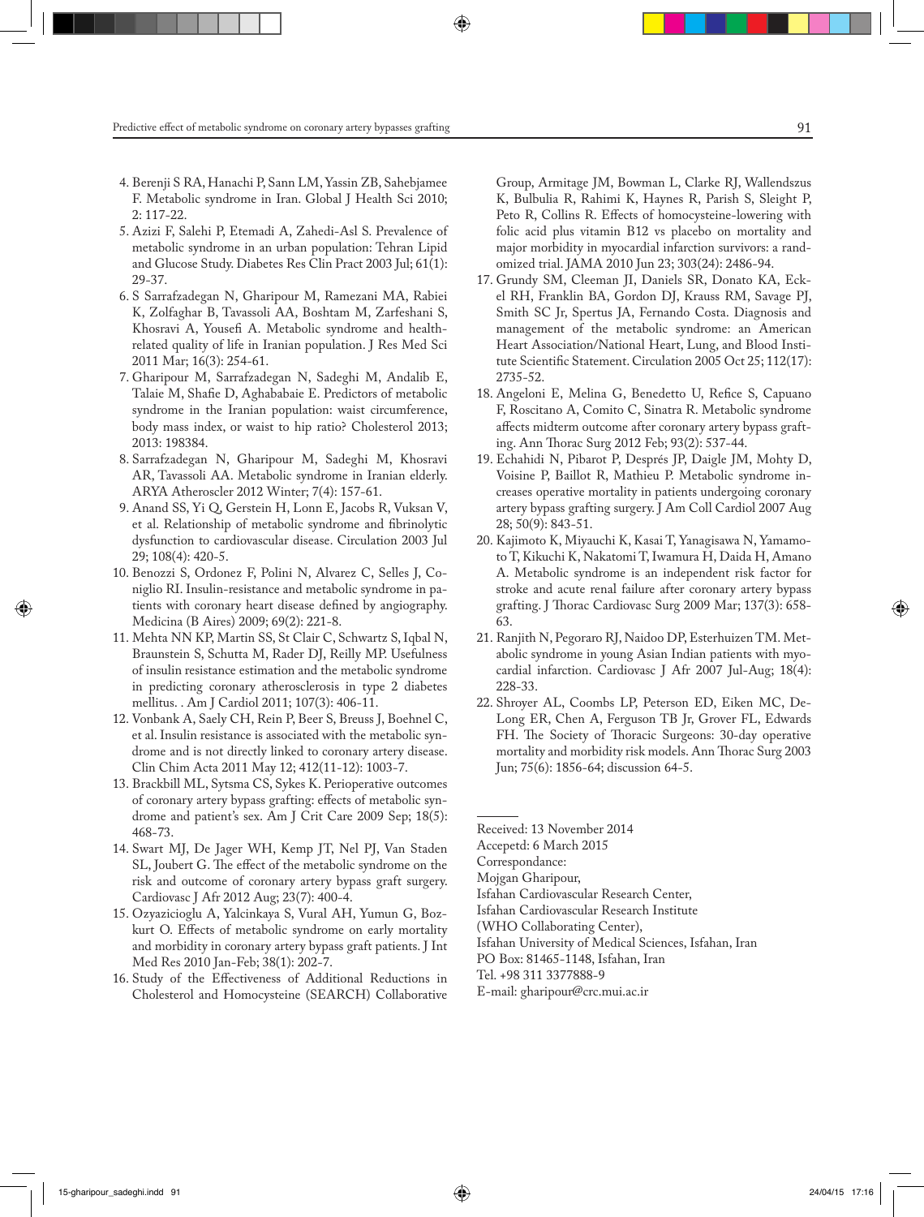4. Berenji S RA, Hanachi P, Sann LM, Yassin ZB, Sahebjamee F. Metabolic syndrome in Iran. Global J Health Sci 2010; 2: 117-22.
5. Azizi F, Salehi P, Etemadi A, Zahedi-Asl S. Prevalence of metabolic syndrome in an urban population: Tehran Lipid and Glucose Study. Diabetes Res Clin Pract 2003 Jul; 61(1): 29-37.
6. S Sarrafzadegan N, Gharipour M, Ramezani MA, Rabiei K, Zolfaghar B, Tavassoli AA, Boshtam M, Zarfeshani S, Khosravi A, Yousefi A. Metabolic syndrome and health-related quality of life in Iranian population. J Res Med Sci 2011 Mar; 16(3): 254-61.
7. Gharipour M, Sarrafzadegan N, Sadeghi M, Andalib E, Talaie M, Shafie D, Aghababaie E. Predictors of metabolic syndrome in the Iranian population: waist circumference, body mass index, or waist to hip ratio? Cholesterol 2013; 2013: 198384.
8. Sarrafzadegan N, Gharipour M, Sadeghi M, Khosravi AR, Tavassoli AA. Metabolic syndrome in Iranian elderly. ARYA Atheroscler 2012 Winter; 7(4): 157-61.
9. Anand SS, Yi Q, Gerstein H, Lonn E, Jacobs R, Vuksan V, et al. Relationship of metabolic syndrome and fibrinolytic dysfunction to cardiovascular disease. Circulation 2003 Jul 29; 108(4): 420-5.
10. Benozzi S, Ordonez F, Polini N, Alvarez C, Selles J, Coniglio RI. Insulin-resistance and metabolic syndrome in patients with coronary heart disease defined by angiography. Medicina (B Aires) 2009; 69(2): 221-8.
11. Mehta NN KP, Martin SS, St Clair C, Schwartz S, Iqbal N, Braunstein S, Schutta M, Rader DJ, Reilly MP. Usefulness of insulin resistance estimation and the metabolic syndrome in predicting coronary atherosclerosis in type 2 diabetes mellitus. . Am J Cardiol 2011; 107(3): 406-11.
12. Vonbank A, Saely CH, Rein P, Beer S, Breuss J, Boehnel C, et al. Insulin resistance is associated with the metabolic syndrome and is not directly linked to coronary artery disease. Clin Chim Acta 2011 May 12; 412(11-12): 1003-7.
13. Brackbill ML, Sytsma CS, Sykes K. Perioperative outcomes of coronary artery bypass grafting: effects of metabolic syndrome and patient's sex. Am J Crit Care 2009 Sep; 18(5): 468-73.
14. Swart MJ, De Jager WH, Kemp JT, Nel PJ, Van Staden SL, Joubert G. The effect of the metabolic syndrome on the risk and outcome of coronary artery bypass graft surgery. Cardiovasc J Afr 2012 Aug; 23(7): 400-4.
15. Ozyazicioglu A, Yalcinkaya S, Vural AH, Yumun G, Bozkurt O. Effects of metabolic syndrome on early mortality and morbidity in coronary artery bypass graft patients. J Int Med Res 2010 Jan-Feb; 38(1): 202-7.
16. Study of the Effectiveness of Additional Reductions in Cholesterol and Homocysteine (SEARCH) Collaborative Group, Armitage JM, Bowman L, Clarke RJ, Wallendszus K, Bulbulia R, Rahimi K, Haynes R, Parish S, Sleight P, Peto R, Collins R. Effects of homocysteine-lowering with folic acid plus vitamin B12 vs placebo on mortality and major morbidity in myocardial infarction survivors: a randomized trial. JAMA 2010 Jun 23; 303(24): 2486-94.
17. Grundy SM, Cleeman JI, Daniels SR, Donato KA, Eckel RH, Franklin BA, Gordon DJ, Krauss RM, Savage PJ, Smith SC Jr, Spertus JA, Fernando Costa. Diagnosis and management of the metabolic syndrome: an American Heart Association/National Heart, Lung, and Blood Institute Scientific Statement. Circulation 2005 Oct 25; 112(17): 2735-52.
18. Angeloni E, Melina G, Benedetto U, Refice S, Capuano F, Roscitano A, Comito C, Sinatra R. Metabolic syndrome affects midterm outcome after coronary artery bypass grafting. Ann Thorac Surg 2012 Feb; 93(2): 537-44.
19. Echahidi N, Pibarot P, Després JP, Daigle JM, Mohty D, Voisine P, Baillot R, Mathieu P. Metabolic syndrome increases operative mortality in patients undergoing coronary artery bypass grafting surgery. J Am Coll Cardiol 2007 Aug 28; 50(9): 843-51.
20. Kajimoto K, Miyauchi K, Kasai T, Yanagisawa N, Yamamoto T, Kikuchi K, Nakatomi T, Iwamura H, Daida H, Amano A. Metabolic syndrome is an independent risk factor for stroke and acute renal failure after coronary artery bypass grafting. J Thorac Cardiovasc Surg 2009 Mar; 137(3): 658-63.
21. Ranjith N, Pegoraro RJ, Naidoo DP, Esterhuizen TM. Metabolic syndrome in young Asian Indian patients with myocardial infarction. Cardiovasc J Afr 2007 Jul-Aug; 18(4): 228-33.
22. Shroyer AL, Coombs LP, Peterson ED, Eiken MC, DeLong ER, Chen A, Ferguson TB Jr, Grover FL, Edwards FH. The Society of Thoracic Surgeons: 30-day operative mortality and morbidity risk models. Ann Thorac Surg 2003 Jun; 75(6): 1856-64; discussion 64-5.

---

Received: 13 November 2014
Accepetd: 6 March 2015
Correspondance:
Mojgan Gharipour,
Isfahan Cardiovascular Research Center,
Isfahan Cardiovascular Research Institute
(WHO Collaborating Center),
Isfahan University of Medical Sciences, Isfahan, Iran
PO Box: 81465-1148, Isfahan, Iran
Tel. +98 311 3377888-9
E-mail: gharipour@crc.mui.ac.ir